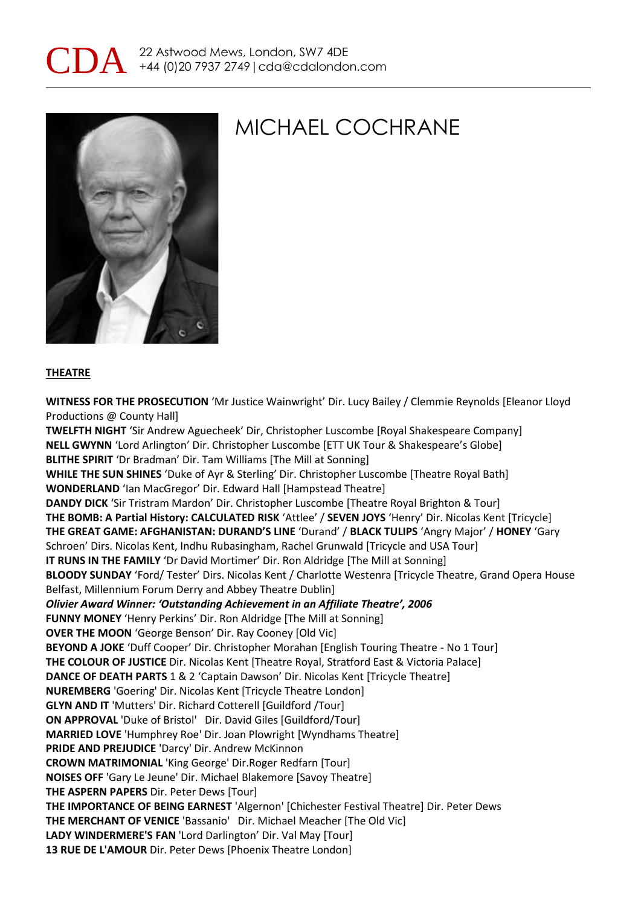CDA 22 Astwood Mews, London, SW7 4DE
+44 (0)20 7937 2749 | cda@cdalondon.com

# MICHAEL COCHRANE

## THEATRE

**WITNESS FOR THE PROSECUTION** 'Mr Justice Wainwright' Dir. Lucy Bailey / Clemmie Reynolds [Eleanor Lloyd Productions @ County Hall]
**TWELFTH NIGHT** 'Sir Andrew Aguecheek' Dir, Christopher Luscombe [Royal Shakespeare Company]
**NELL GWYNN** 'Lord Arlington' Dir. Christopher Luscombe [ETT UK Tour & Shakespeare's Globe]
**BLITHE SPIRIT** 'Dr Bradman' Dir. Tam Williams [The Mill at Sonning]
**WHILE THE SUN SHINES** 'Duke of Ayr & Sterling' Dir. Christopher Luscombe [Theatre Royal Bath]
**WONDERLAND** 'Ian MacGregor' Dir. Edward Hall [Hampstead Theatre]
**DANDY DICK** 'Sir Tristram Mardon' Dir. Christopher Luscombe [Theatre Royal Brighton & Tour]
**THE BOMB: A Partial History: CALCULATED RISK** 'Attlee' / **SEVEN JOYS** 'Henry' Dir. Nicolas Kent [Tricycle]
**THE GREAT GAME: AFGHANISTAN: DURAND'S LINE** 'Durand' / **BLACK TULIPS** 'Angry Major' / **HONEY** 'Gary Schroen' Dirs. Nicolas Kent, Indhu Rubasingham, Rachel Grunwald [Tricycle and USA Tour]
**IT RUNS IN THE FAMILY** 'Dr David Mortimer' Dir. Ron Aldridge [The Mill at Sonning]
**BLOODY SUNDAY** 'Ford/ Tester' Dirs. Nicolas Kent / Charlotte Westenra [Tricycle Theatre, Grand Opera House Belfast, Millennium Forum Derry and Abbey Theatre Dublin]
***Olivier Award Winner: 'Outstanding Achievement in an Affiliate Theatre', 2006***
**FUNNY MONEY** 'Henry Perkins' Dir. Ron Aldridge [The Mill at Sonning]
**OVER THE MOON** 'George Benson' Dir. Ray Cooney [Old Vic]
**BEYOND A JOKE** 'Duff Cooper' Dir. Christopher Morahan [English Touring Theatre - No 1 Tour]
**THE COLOUR OF JUSTICE** Dir. Nicolas Kent [Theatre Royal, Stratford East & Victoria Palace]
**DANCE OF DEATH PARTS** 1 & 2 'Captain Dawson' Dir. Nicolas Kent [Tricycle Theatre]
**NUREMBERG** 'Goering' Dir. Nicolas Kent [Tricycle Theatre London]
**GLYN AND IT** 'Mutters' Dir. Richard Cotterell [Guildford /Tour]
**ON APPROVAL** 'Duke of Bristol' Dir. David Giles [Guildford/Tour]
**MARRIED LOVE** 'Humphrey Roe' Dir. Joan Plowright [Wyndhams Theatre]
**PRIDE AND PREJUDICE** 'Darcy' Dir. Andrew McKinnon
**CROWN MATRIMONIAL** 'King George' Dir.Roger Redfarn [Tour]
**NOISES OFF** 'Gary Le Jeune' Dir. Michael Blakemore [Savoy Theatre]
**THE ASPERN PAPERS** Dir. Peter Dews [Tour]
**THE IMPORTANCE OF BEING EARNEST** 'Algernon' [Chichester Festival Theatre] Dir. Peter Dews
**THE MERCHANT OF VENICE** 'Bassanio' Dir. Michael Meacher [The Old Vic]
**LADY WINDERMERE'S FAN** 'Lord Darlington' Dir. Val May [Tour]
**13 RUE DE L'AMOUR** Dir. Peter Dews [Phoenix Theatre London]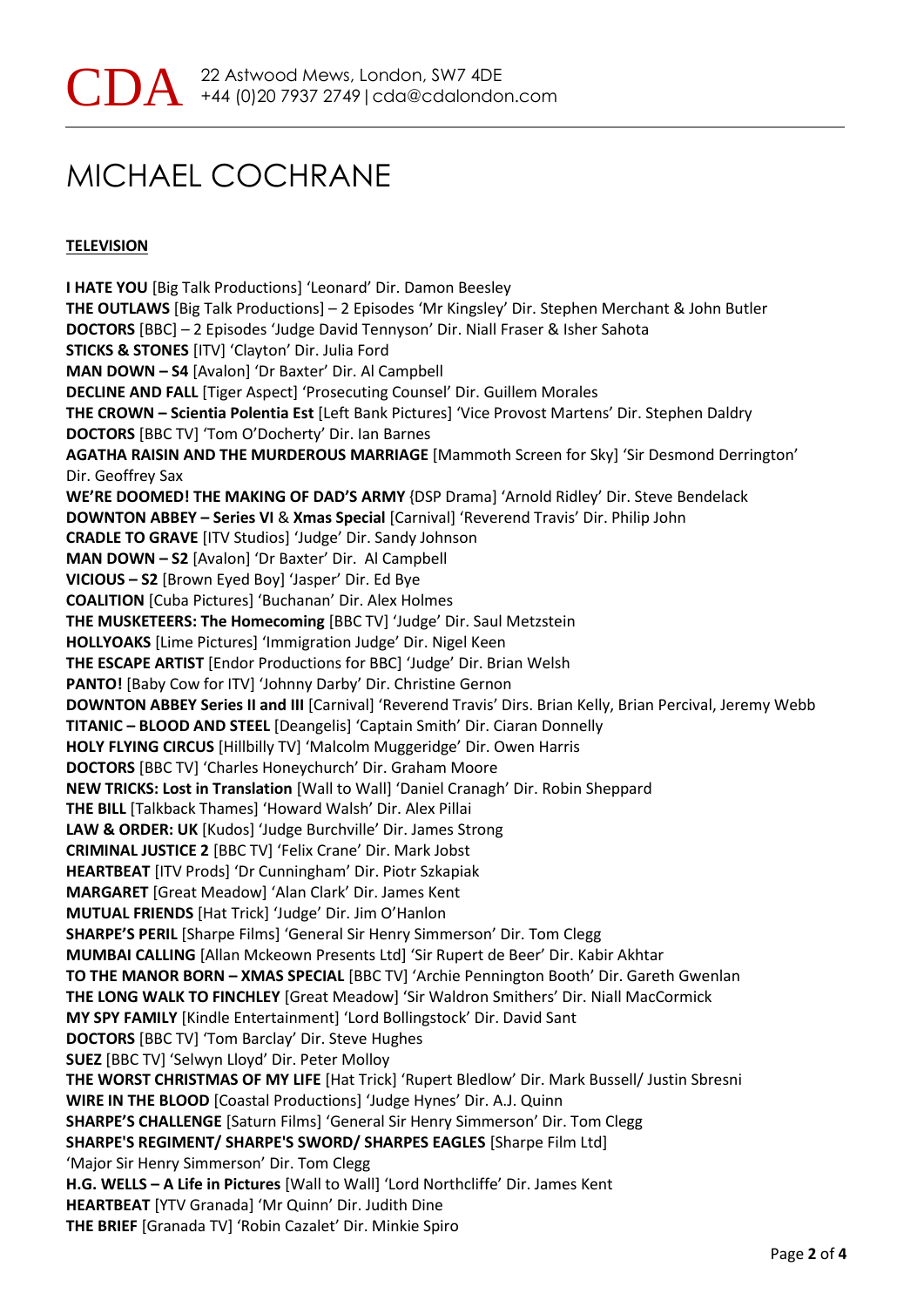CDA 22 Astwood Mews, London, SW7 4DE
+44 (0)20 7937 2749 | cda@cdalondon.com

# MICHAEL COCHRANE

## TELEVISION

**I HATE YOU** [Big Talk Productions] 'Leonard' Dir. Damon Beesley
**THE OUTLAWS** [Big Talk Productions] – 2 Episodes 'Mr Kingsley' Dir. Stephen Merchant & John Butler
**DOCTORS** [BBC] – 2 Episodes 'Judge David Tennyson' Dir. Niall Fraser & Isher Sahota
**STICKS & STONES** [ITV] 'Clayton' Dir. Julia Ford
**MAN DOWN – S4** [Avalon] 'Dr Baxter' Dir. Al Campbell
**DECLINE AND FALL** [Tiger Aspect] 'Prosecuting Counsel' Dir. Guillem Morales
**THE CROWN – Scientia Polentia Est** [Left Bank Pictures] 'Vice Provost Martens' Dir. Stephen Daldry
**DOCTORS** [BBC TV] 'Tom O'Docherty' Dir. Ian Barnes
**AGATHA RAISIN AND THE MURDEROUS MARRIAGE** [Mammoth Screen for Sky] 'Sir Desmond Derrington' Dir. Geoffrey Sax
**WE'RE DOOMED! THE MAKING OF DAD'S ARMY** {DSP Drama] 'Arnold Ridley' Dir. Steve Bendelack
**DOWNTON ABBEY – Series VI** & **Xmas Special** [Carnival] 'Reverend Travis' Dir. Philip John
**CRADLE TO GRAVE** [ITV Studios] 'Judge' Dir. Sandy Johnson
**MAN DOWN – S2** [Avalon] 'Dr Baxter' Dir. Al Campbell
**VICIOUS – S2** [Brown Eyed Boy] 'Jasper' Dir. Ed Bye
**COALITION** [Cuba Pictures] 'Buchanan' Dir. Alex Holmes
**THE MUSKETEERS: The Homecoming** [BBC TV] 'Judge' Dir. Saul Metzstein
**HOLLYOAKS** [Lime Pictures] 'Immigration Judge' Dir. Nigel Keen
**THE ESCAPE ARTIST** [Endor Productions for BBC] 'Judge' Dir. Brian Welsh
**PANTO!** [Baby Cow for ITV] 'Johnny Darby' Dir. Christine Gernon
**DOWNTON ABBEY Series II and III** [Carnival] 'Reverend Travis' Dirs. Brian Kelly, Brian Percival, Jeremy Webb
**TITANIC – BLOOD AND STEEL** [Deangelis] 'Captain Smith' Dir. Ciaran Donnelly
**HOLY FLYING CIRCUS** [Hillbilly TV] 'Malcolm Muggeridge' Dir. Owen Harris
**DOCTORS** [BBC TV] 'Charles Honeychurch' Dir. Graham Moore
**NEW TRICKS: Lost in Translation** [Wall to Wall] 'Daniel Cranagh' Dir. Robin Sheppard
**THE BILL** [Talkback Thames] 'Howard Walsh' Dir. Alex Pillai
**LAW & ORDER: UK** [Kudos] 'Judge Burchville' Dir. James Strong
**CRIMINAL JUSTICE 2** [BBC TV] 'Felix Crane' Dir. Mark Jobst
**HEARTBEAT** [ITV Prods] 'Dr Cunningham' Dir. Piotr Szkapiak
**MARGARET** [Great Meadow] 'Alan Clark' Dir. James Kent
**MUTUAL FRIENDS** [Hat Trick] 'Judge' Dir. Jim O'Hanlon
**SHARPE'S PERIL** [Sharpe Films] 'General Sir Henry Simmerson' Dir. Tom Clegg
**MUMBAI CALLING** [Allan Mckeown Presents Ltd] 'Sir Rupert de Beer' Dir. Kabir Akhtar
**TO THE MANOR BORN – XMAS SPECIAL** [BBC TV] 'Archie Pennington Booth' Dir. Gareth Gwenlan
**THE LONG WALK TO FINCHLEY** [Great Meadow] 'Sir Waldron Smithers' Dir. Niall MacCormick
**MY SPY FAMILY** [Kindle Entertainment] 'Lord Bollingstock' Dir. David Sant
**DOCTORS** [BBC TV] 'Tom Barclay' Dir. Steve Hughes
**SUEZ** [BBC TV] 'Selwyn Lloyd' Dir. Peter Molloy
**THE WORST CHRISTMAS OF MY LIFE** [Hat Trick] 'Rupert Bledlow' Dir. Mark Bussell/ Justin Sbresni
**WIRE IN THE BLOOD** [Coastal Productions] 'Judge Hynes' Dir. A.J. Quinn
**SHARPE'S CHALLENGE** [Saturn Films] 'General Sir Henry Simmerson' Dir. Tom Clegg
**SHARPE'S REGIMENT/ SHARPE'S SWORD/ SHARPES EAGLES** [Sharpe Film Ltd] 'Major Sir Henry Simmerson' Dir. Tom Clegg
**H.G. WELLS – A Life in Pictures** [Wall to Wall] 'Lord Northcliffe' Dir. James Kent
**HEARTBEAT** [YTV Granada] 'Mr Quinn' Dir. Judith Dine
**THE BRIEF** [Granada TV] 'Robin Cazalet' Dir. Minkie Spiro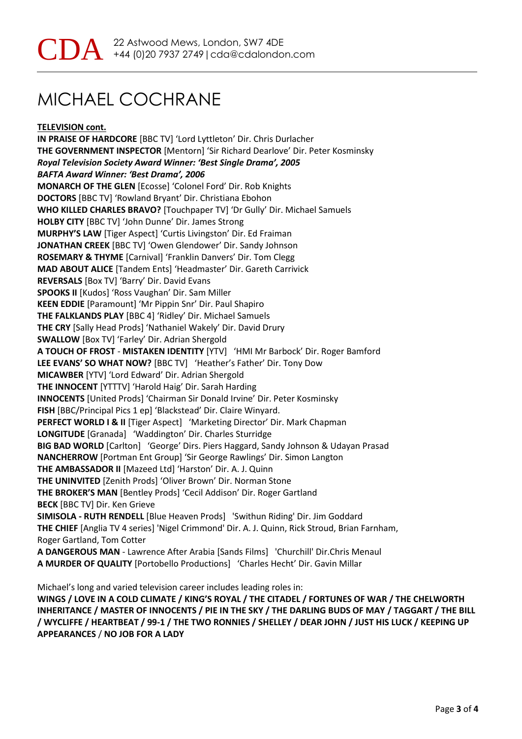CDA 22 Astwood Mews, London, SW7 4DE
+44 (0)20 7937 2749 | cda@cdalondon.com

# MICHAEL COCHRANE

**TELEVISION cont.**

**IN PRAISE OF HARDCORE** [BBC TV] 'Lord Lyttleton' Dir. Chris Durlacher
**THE GOVERNMENT INSPECTOR** [Mentorn] 'Sir Richard Dearlove' Dir. Peter Kosminsky
***Royal Television Society Award Winner: 'Best Single Drama', 2005***
***BAFTA Award Winner: 'Best Drama', 2006***
**MONARCH OF THE GLEN** [Ecosse] 'Colonel Ford' Dir. Rob Knights
**DOCTORS** [BBC TV] 'Rowland Bryant' Dir. Christiana Ebohon
**WHO KILLED CHARLES BRAVO?** [Touchpaper TV] 'Dr Gully' Dir. Michael Samuels
**HOLBY CITY** [BBC TV] 'John Dunne' Dir. James Strong
**MURPHY'S LAW** [Tiger Aspect] 'Curtis Livingston' Dir. Ed Fraiman
**JONATHAN CREEK** [BBC TV] 'Owen Glendower' Dir. Sandy Johnson
**ROSEMARY & THYME** [Carnival] 'Franklin Danvers' Dir. Tom Clegg
**MAD ABOUT ALICE** [Tandem Ents] 'Headmaster' Dir. Gareth Carrivick
**REVERSALS** [Box TV] 'Barry' Dir. David Evans
**SPOOKS II** [Kudos] 'Ross Vaughan' Dir. Sam Miller
**KEEN EDDIE** [Paramount] 'Mr Pippin Snr' Dir. Paul Shapiro
**THE FALKLANDS PLAY** [BBC 4] 'Ridley' Dir. Michael Samuels
**THE CRY** [Sally Head Prods] 'Nathaniel Wakely' Dir. David Drury
**SWALLOW** [Box TV] 'Farley' Dir. Adrian Shergold
**A TOUCH OF FROST** - **MISTAKEN IDENTITY** [YTV] 'HMI Mr Barbock' Dir. Roger Bamford
**LEE EVANS' SO WHAT NOW?** [BBC TV] 'Heather's Father' Dir. Tony Dow
**MICAWBER** [YTV] 'Lord Edward' Dir. Adrian Shergold
**THE INNOCENT** [YTTTV] 'Harold Haig' Dir. Sarah Harding
**INNOCENTS** [United Prods] 'Chairman Sir Donald Irvine' Dir. Peter Kosminsky
**FISH** [BBC/Principal Pics 1 ep] 'Blackstead' Dir. Claire Winyard.
**PERFECT WORLD I & II** [Tiger Aspect] 'Marketing Director' Dir. Mark Chapman
**LONGITUDE** [Granada] 'Waddington' Dir. Charles Sturridge
**BIG BAD WORLD** [Carlton] 'George' Dirs. Piers Haggard, Sandy Johnson & Udayan Prasad
**NANCHERROW** [Portman Ent Group] 'Sir George Rawlings' Dir. Simon Langton
**THE AMBASSADOR II** [Mazeed Ltd] 'Harston' Dir. A. J. Quinn
**THE UNINVITED** [Zenith Prods] 'Oliver Brown' Dir. Norman Stone
**THE BROKER'S MAN** [Bentley Prods] 'Cecil Addison' Dir. Roger Gartland
**BECK** [BBC TV] Dir. Ken Grieve
**SIMISOLA - RUTH RENDELL** [Blue Heaven Prods] 'Swithun Riding' Dir. Jim Goddard
**THE CHIEF** [Anglia TV 4 series] 'Nigel Crimmond' Dir. A. J. Quinn, Rick Stroud, Brian Farnham, Roger Gartland, Tom Cotter
**A DANGEROUS MAN** - Lawrence After Arabia [Sands Films] 'Churchill' Dir.Chris Menaul
**A MURDER OF QUALITY** [Portobello Productions] 'Charles Hecht' Dir. Gavin Millar

Michael's long and varied television career includes leading roles in:
**WINGS / LOVE IN A COLD CLIMATE / KING'S ROYAL / THE CITADEL / FORTUNES OF WAR / THE CHELWORTH INHERITANCE / MASTER OF INNOCENTS / PIE IN THE SKY / THE DARLING BUDS OF MAY / TAGGART / THE BILL / WYCLIFFE / HEARTBEAT / 99-1 / THE TWO RONNIES / SHELLEY / DEAR JOHN / JUST HIS LUCK / KEEPING UP APPEARANCES** / **NO JOB FOR A LADY**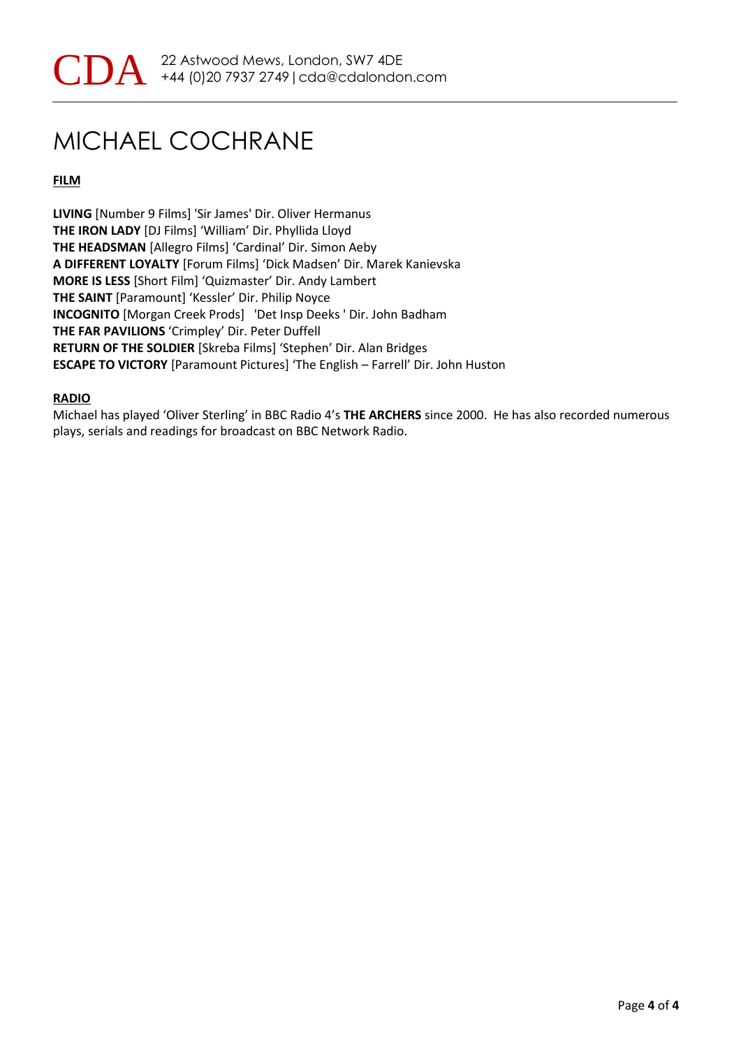# MICHAEL COCHRANE

**FILM**

**LIVING** [Number 9 Films] 'Sir James' Dir. Oliver Hermanus
**THE IRON LADY** [DJ Films] 'William' Dir. Phyllida Lloyd
**THE HEADSMAN** [Allegro Films] 'Cardinal' Dir. Simon Aeby
**A DIFFERENT LOYALTY** [Forum Films] 'Dick Madsen' Dir. Marek Kanievska
**MORE IS LESS** [Short Film] 'Quizmaster' Dir. Andy Lambert
**THE SAINT** [Paramount] 'Kessler' Dir. Philip Noyce
**INCOGNITO** [Morgan Creek Prods] 'Det Insp Deeks ' Dir. John Badham
**THE FAR PAVILIONS** 'Crimpley' Dir. Peter Duffell
**RETURN OF THE SOLDIER** [Skreba Films] 'Stephen' Dir. Alan Bridges
**ESCAPE TO VICTORY** [Paramount Pictures] 'The English – Farrell' Dir. John Huston

**RADIO**

Michael has played 'Oliver Sterling' in BBC Radio 4's **THE ARCHERS** since 2000. He has also recorded numerous plays, serials and readings for broadcast on BBC Network Radio.